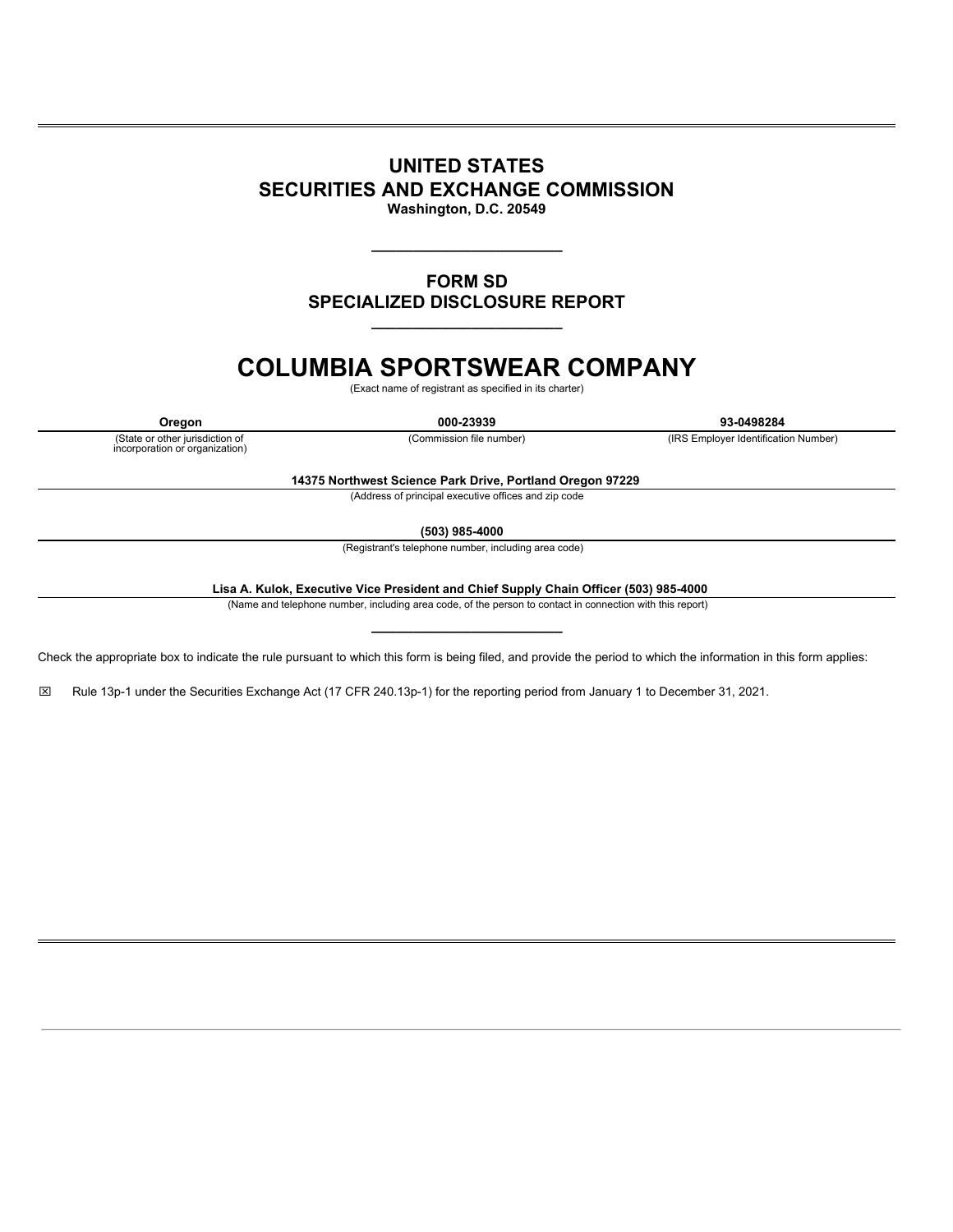# UNITED STATES
# SECURITIES AND EXCHANGE COMMISSION
**Washington, D.C. 20549**

---

## FORM SD
## SPECIALIZED DISCLOSURE REPORT

---

# COLUMBIA SPORTSWEAR COMPANY
(Exact name of registrant as specified in its charter)

| **Oregon** | **000-23939** | **93-0498284** |
|---|---|---|
| (State or other jurisdiction of incorporation or organization) | (Commission file number) | (IRS Employer Identification Number) |

**14375 Northwest Science Park Drive, Portland Oregon 97229**
(Address of principal executive offices and zip code

**(503) 985-4000**
(Registrant's telephone number, including area code)

**Lisa A. Kulok, Executive Vice President and Chief Supply Chain Officer (503) 985-4000**
(Name and telephone number, including area code, of the person to contact in connection with this report)

---

Check the appropriate box to indicate the rule pursuant to which this form is being filed, and provide the period to which the information in this form applies:

☒ Rule 13p-1 under the Securities Exchange Act (17 CFR 240.13p-1) for the reporting period from January 1 to December 31, 2021.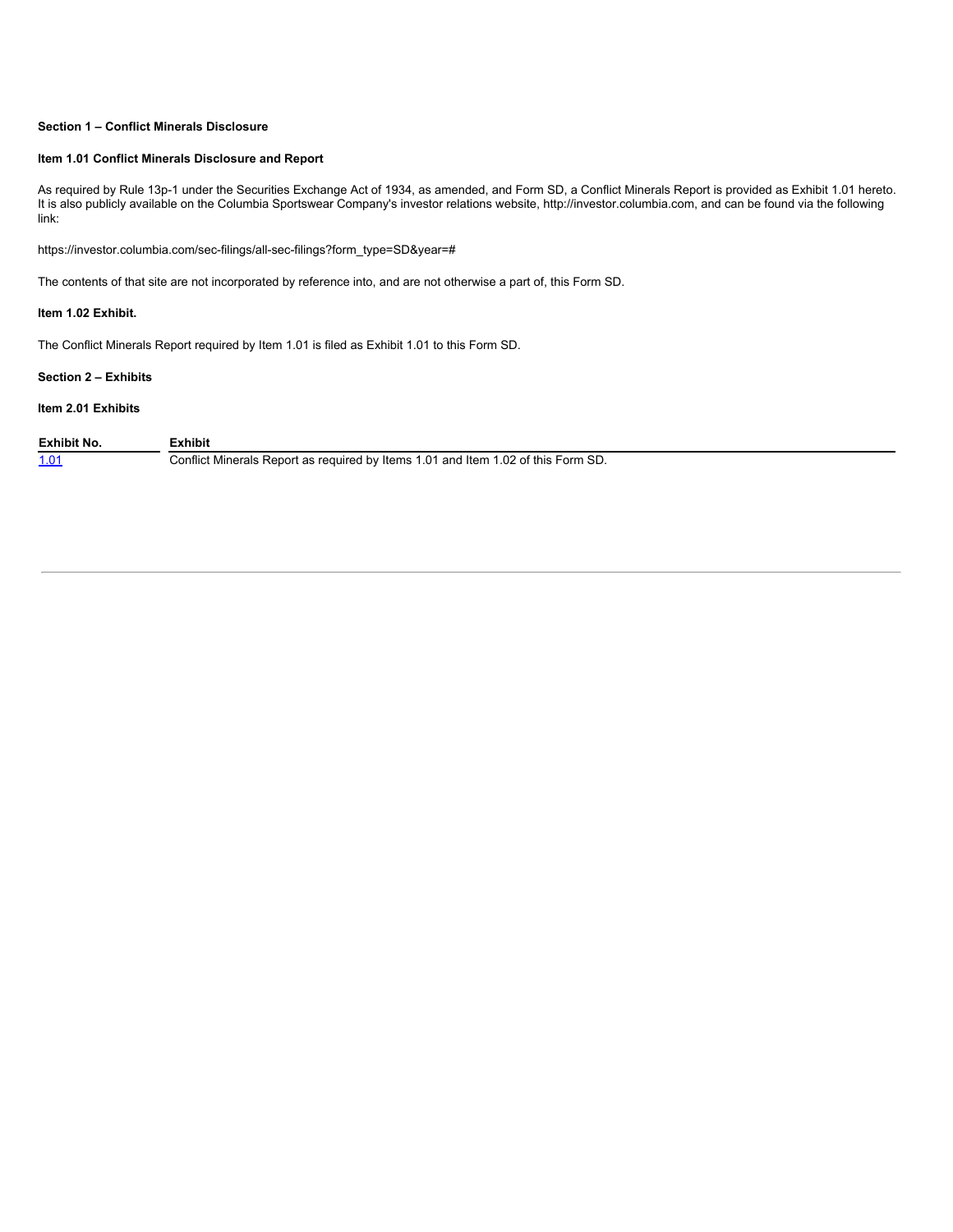**Section 1 – Conflict Minerals Disclosure**

**Item 1.01 Conflict Minerals Disclosure and Report**

As required by Rule 13p-1 under the Securities Exchange Act of 1934, as amended, and Form SD, a Conflict Minerals Report is provided as Exhibit 1.01 hereto. It is also publicly available on the Columbia Sportswear Company's investor relations website, http://investor.columbia.com, and can be found via the following link:

https://investor.columbia.com/sec-filings/all-sec-filings?form_type=SD&year=#

The contents of that site are not incorporated by reference into, and are not otherwise a part of, this Form SD.

**Item 1.02 Exhibit.**

The Conflict Minerals Report required by Item 1.01 is filed as Exhibit 1.01 to this Form SD.

**Section 2 – Exhibits**

**Item 2.01 Exhibits**

| Exhibit No. | Exhibit |
| --- | --- |
| 1.01 | Conflict Minerals Report as required by Items 1.01 and Item 1.02 of this Form SD. |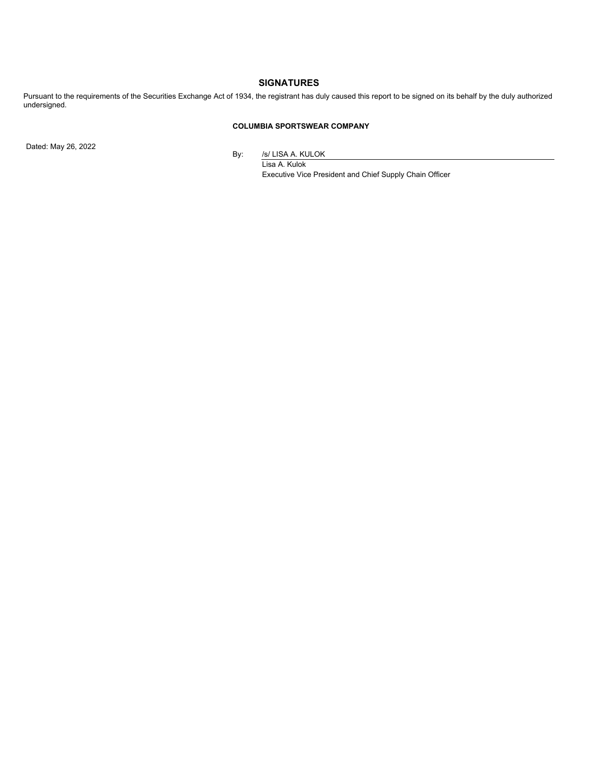## SIGNATURES

Pursuant to the requirements of the Securities Exchange Act of 1934, the registrant has duly caused this report to be signed on its behalf by the duly authorized undersigned.

**COLUMBIA SPORTSWEAR COMPANY**

Dated: May 26, 2022

By: /s/ LISA A. KULOK
Lisa A. Kulok
Executive Vice President and Chief Supply Chain Officer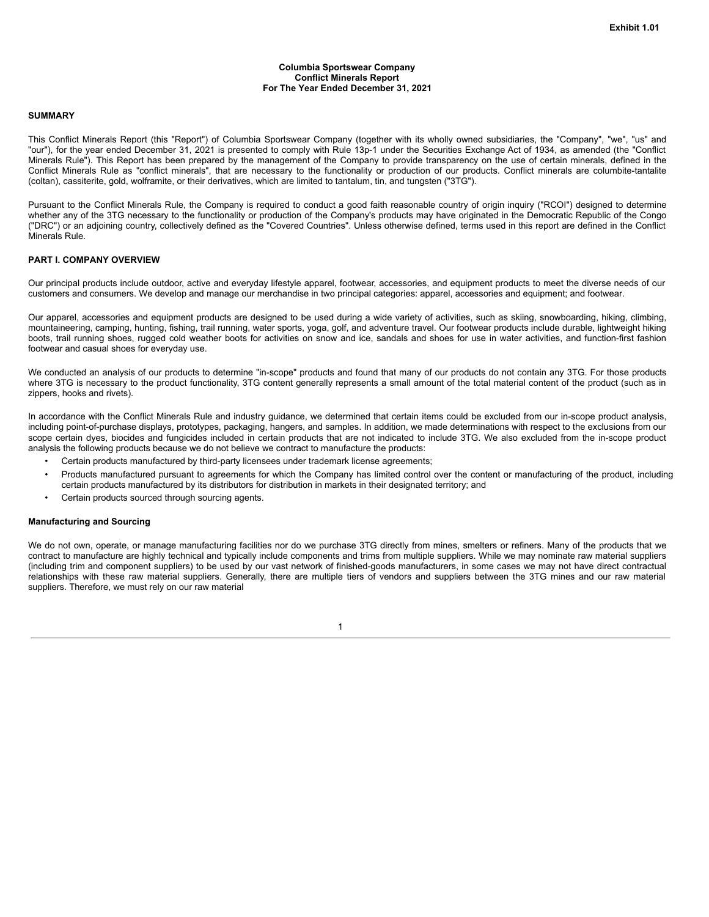Exhibit 1.01

**Columbia Sportswear Company**
**Conflict Minerals Report**
**For The Year Ended December 31, 2021**

## SUMMARY

This Conflict Minerals Report (this "Report") of Columbia Sportswear Company (together with its wholly owned subsidiaries, the "Company", "we", "us" and "our"), for the year ended December 31, 2021 is presented to comply with Rule 13p-1 under the Securities Exchange Act of 1934, as amended (the "Conflict Minerals Rule"). This Report has been prepared by the management of the Company to provide transparency on the use of certain minerals, defined in the Conflict Minerals Rule as "conflict minerals", that are necessary to the functionality or production of our products. Conflict minerals are columbite-tantalite (coltan), cassiterite, gold, wolframite, or their derivatives, which are limited to tantalum, tin, and tungsten ("3TG").

Pursuant to the Conflict Minerals Rule, the Company is required to conduct a good faith reasonable country of origin inquiry ("RCOI") designed to determine whether any of the 3TG necessary to the functionality or production of the Company's products may have originated in the Democratic Republic of the Congo ("DRC") or an adjoining country, collectively defined as the "Covered Countries". Unless otherwise defined, terms used in this report are defined in the Conflict Minerals Rule.

## PART I. COMPANY OVERVIEW

Our principal products include outdoor, active and everyday lifestyle apparel, footwear, accessories, and equipment products to meet the diverse needs of our customers and consumers. We develop and manage our merchandise in two principal categories: apparel, accessories and equipment; and footwear.

Our apparel, accessories and equipment products are designed to be used during a wide variety of activities, such as skiing, snowboarding, hiking, climbing, mountaineering, camping, hunting, fishing, trail running, water sports, yoga, golf, and adventure travel. Our footwear products include durable, lightweight hiking boots, trail running shoes, rugged cold weather boots for activities on snow and ice, sandals and shoes for use in water activities, and function-first fashion footwear and casual shoes for everyday use.

We conducted an analysis of our products to determine "in-scope" products and found that many of our products do not contain any 3TG. For those products where 3TG is necessary to the product functionality, 3TG content generally represents a small amount of the total material content of the product (such as in zippers, hooks and rivets).

In accordance with the Conflict Minerals Rule and industry guidance, we determined that certain items could be excluded from our in-scope product analysis, including point-of-purchase displays, prototypes, packaging, hangers, and samples. In addition, we made determinations with respect to the exclusions from our scope certain dyes, biocides and fungicides included in certain products that are not indicated to include 3TG. We also excluded from the in-scope product analysis the following products because we do not believe we contract to manufacture the products:

- Certain products manufactured by third-party licensees under trademark license agreements;
- Products manufactured pursuant to agreements for which the Company has limited control over the content or manufacturing of the product, including certain products manufactured by its distributors for distribution in markets in their designated territory; and
- Certain products sourced through sourcing agents.

### Manufacturing and Sourcing

We do not own, operate, or manage manufacturing facilities nor do we purchase 3TG directly from mines, smelters or refiners. Many of the products that we contract to manufacture are highly technical and typically include components and trims from multiple suppliers. While we may nominate raw material suppliers (including trim and component suppliers) to be used by our vast network of finished-goods manufacturers, in some cases we may not have direct contractual relationships with these raw material suppliers. Generally, there are multiple tiers of vendors and suppliers between the 3TG mines and our raw material suppliers. Therefore, we must rely on our raw material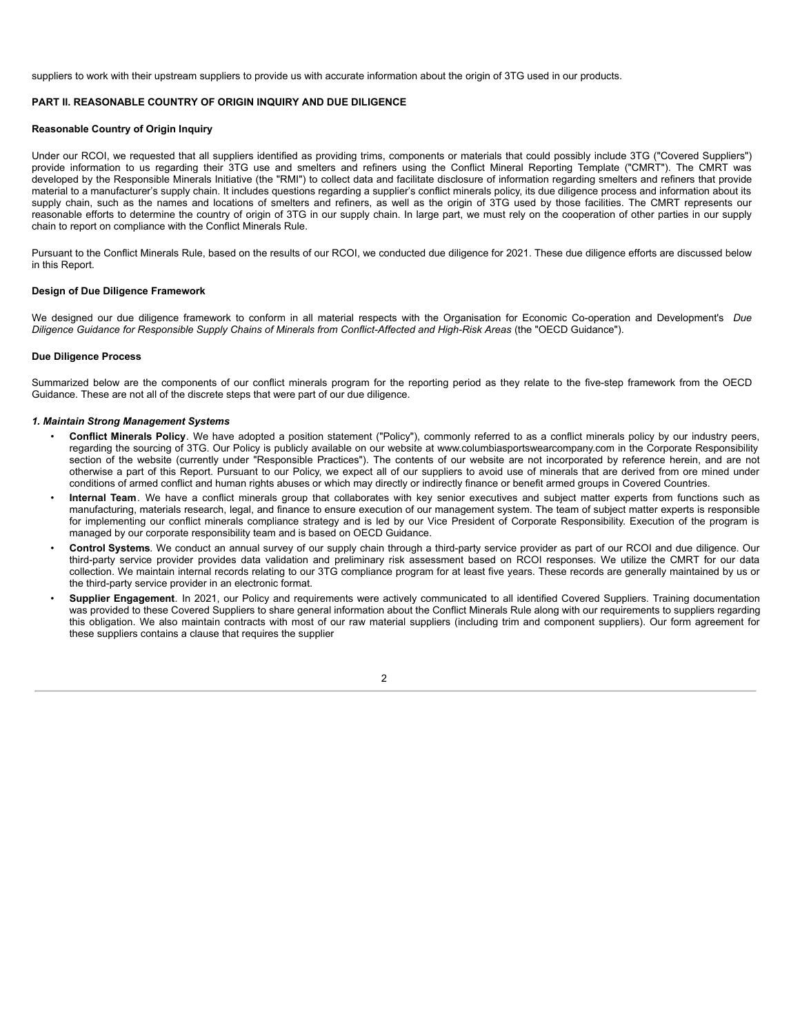suppliers to work with their upstream suppliers to provide us with accurate information about the origin of 3TG used in our products.

## PART II. REASONABLE COUNTRY OF ORIGIN INQUIRY AND DUE DILIGENCE

### Reasonable Country of Origin Inquiry

Under our RCOI, we requested that all suppliers identified as providing trims, components or materials that could possibly include 3TG ("Covered Suppliers") provide information to us regarding their 3TG use and smelters and refiners using the Conflict Mineral Reporting Template ("CMRT"). The CMRT was developed by the Responsible Minerals Initiative (the "RMI") to collect data and facilitate disclosure of information regarding smelters and refiners that provide material to a manufacturer's supply chain. It includes questions regarding a supplier's conflict minerals policy, its due diligence process and information about its supply chain, such as the names and locations of smelters and refiners, as well as the origin of 3TG used by those facilities. The CMRT represents our reasonable efforts to determine the country of origin of 3TG in our supply chain. In large part, we must rely on the cooperation of other parties in our supply chain to report on compliance with the Conflict Minerals Rule.

Pursuant to the Conflict Minerals Rule, based on the results of our RCOI, we conducted due diligence for 2021. These due diligence efforts are discussed below in this Report.

### Design of Due Diligence Framework

We designed our due diligence framework to conform in all material respects with the Organisation for Economic Co-operation and Development's *Due Diligence Guidance for Responsible Supply Chains of Minerals from Conflict-Affected and High-Risk Areas* (the "OECD Guidance").

### Due Diligence Process

Summarized below are the components of our conflict minerals program for the reporting period as they relate to the five-step framework from the OECD Guidance. These are not all of the discrete steps that were part of our due diligence.

#### *1. Maintain Strong Management Systems*

- **Conflict Minerals Policy**. We have adopted a position statement ("Policy"), commonly referred to as a conflict minerals policy by our industry peers, regarding the sourcing of 3TG. Our Policy is publicly available on our website at www.columbiasportswearcompany.com in the Corporate Responsibility section of the website (currently under "Responsible Practices"). The contents of our website are not incorporated by reference herein, and are not otherwise a part of this Report. Pursuant to our Policy, we expect all of our suppliers to avoid use of minerals that are derived from ore mined under conditions of armed conflict and human rights abuses or which may directly or indirectly finance or benefit armed groups in Covered Countries.
- **Internal Team**. We have a conflict minerals group that collaborates with key senior executives and subject matter experts from functions such as manufacturing, materials research, legal, and finance to ensure execution of our management system. The team of subject matter experts is responsible for implementing our conflict minerals compliance strategy and is led by our Vice President of Corporate Responsibility. Execution of the program is managed by our corporate responsibility team and is based on OECD Guidance.
- **Control Systems**. We conduct an annual survey of our supply chain through a third-party service provider as part of our RCOI and due diligence. Our third-party service provider provides data validation and preliminary risk assessment based on RCOI responses. We utilize the CMRT for our data collection. We maintain internal records relating to our 3TG compliance program for at least five years. These records are generally maintained by us or the third-party service provider in an electronic format.
- **Supplier Engagement**. In 2021, our Policy and requirements were actively communicated to all identified Covered Suppliers. Training documentation was provided to these Covered Suppliers to share general information about the Conflict Minerals Rule along with our requirements to suppliers regarding this obligation. We also maintain contracts with most of our raw material suppliers (including trim and component suppliers). Our form agreement for these suppliers contains a clause that requires the supplier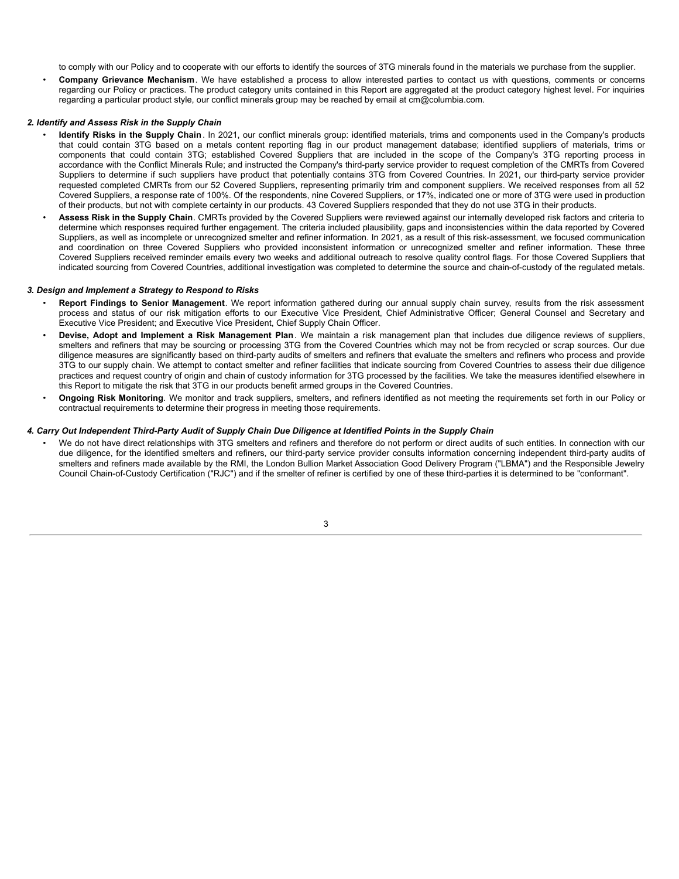to comply with our Policy and to cooperate with our efforts to identify the sources of 3TG minerals found in the materials we purchase from the supplier.

- **Company Grievance Mechanism**. We have established a process to allow interested parties to contact us with questions, comments or concerns regarding our Policy or practices. The product category units contained in this Report are aggregated at the product category highest level. For inquiries regarding a particular product style, our conflict minerals group may be reached by email at cm@columbia.com.

***2. Identify and Assess Risk in the Supply Chain***

- **Identify Risks in the Supply Chain**. In 2021, our conflict minerals group: identified materials, trims and components used in the Company's products that could contain 3TG based on a metals content reporting flag in our product management database; identified suppliers of materials, trims or components that could contain 3TG; established Covered Suppliers that are included in the scope of the Company's 3TG reporting process in accordance with the Conflict Minerals Rule; and instructed the Company's third-party service provider to request completion of the CMRTs from Covered Suppliers to determine if such suppliers have product that potentially contains 3TG from Covered Countries. In 2021, our third-party service provider requested completed CMRTs from our 52 Covered Suppliers, representing primarily trim and component suppliers. We received responses from all 52 Covered Suppliers, a response rate of 100%. Of the respondents, nine Covered Suppliers, or 17%, indicated one or more of 3TG were used in production of their products, but not with complete certainty in our products. 43 Covered Suppliers responded that they do not use 3TG in their products.
- **Assess Risk in the Supply Chain**. CMRTs provided by the Covered Suppliers were reviewed against our internally developed risk factors and criteria to determine which responses required further engagement. The criteria included plausibility, gaps and inconsistencies within the data reported by Covered Suppliers, as well as incomplete or unrecognized smelter and refiner information. In 2021, as a result of this risk-assessment, we focused communication and coordination on three Covered Suppliers who provided inconsistent information or unrecognized smelter and refiner information. These three Covered Suppliers received reminder emails every two weeks and additional outreach to resolve quality control flags. For those Covered Suppliers that indicated sourcing from Covered Countries, additional investigation was completed to determine the source and chain-of-custody of the regulated metals.

***3. Design and Implement a Strategy to Respond to Risks***

- **Report Findings to Senior Management**. We report information gathered during our annual supply chain survey, results from the risk assessment process and status of our risk mitigation efforts to our Executive Vice President, Chief Administrative Officer; General Counsel and Secretary and Executive Vice President; and Executive Vice President, Chief Supply Chain Officer.
- **Devise, Adopt and Implement a Risk Management Plan**. We maintain a risk management plan that includes due diligence reviews of suppliers, smelters and refiners that may be sourcing or processing 3TG from the Covered Countries which may not be from recycled or scrap sources. Our due diligence measures are significantly based on third-party audits of smelters and refiners that evaluate the smelters and refiners who process and provide 3TG to our supply chain. We attempt to contact smelter and refiner facilities that indicate sourcing from Covered Countries to assess their due diligence practices and request country of origin and chain of custody information for 3TG processed by the facilities. We take the measures identified elsewhere in this Report to mitigate the risk that 3TG in our products benefit armed groups in the Covered Countries.
- **Ongoing Risk Monitoring**. We monitor and track suppliers, smelters, and refiners identified as not meeting the requirements set forth in our Policy or contractual requirements to determine their progress in meeting those requirements.

***4. Carry Out Independent Third-Party Audit of Supply Chain Due Diligence at Identified Points in the Supply Chain***

- We do not have direct relationships with 3TG smelters and refiners and therefore do not perform or direct audits of such entities. In connection with our due diligence, for the identified smelters and refiners, our third-party service provider consults information concerning independent third-party audits of smelters and refiners made available by the RMI, the London Bullion Market Association Good Delivery Program ("LBMA") and the Responsible Jewelry Council Chain-of-Custody Certification ("RJC") and if the smelter of refiner is certified by one of these third-parties it is determined to be "conformant".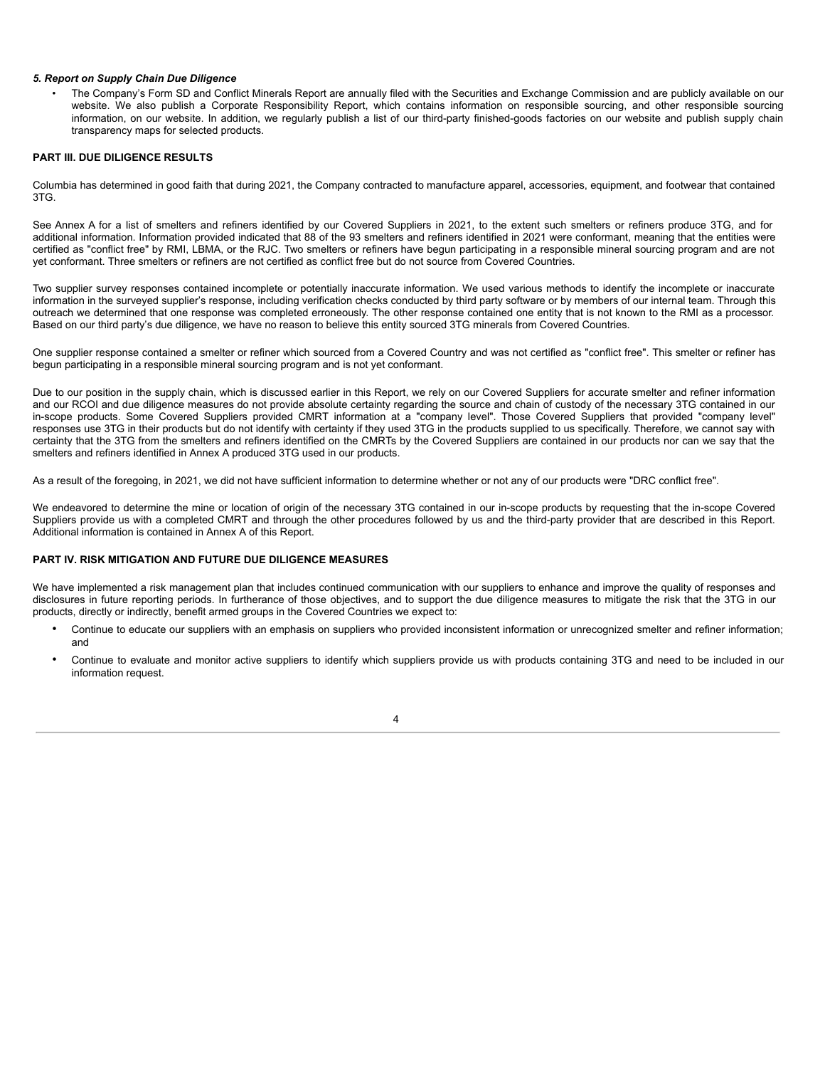***5. Report on Supply Chain Due Diligence***

- The Company's Form SD and Conflict Minerals Report are annually filed with the Securities and Exchange Commission and are publicly available on our website. We also publish a Corporate Responsibility Report, which contains information on responsible sourcing, and other responsible sourcing information, on our website. In addition, we regularly publish a list of our third-party finished-goods factories on our website and publish supply chain transparency maps for selected products.

**PART III. DUE DILIGENCE RESULTS**

Columbia has determined in good faith that during 2021, the Company contracted to manufacture apparel, accessories, equipment, and footwear that contained 3TG.

See Annex A for a list of smelters and refiners identified by our Covered Suppliers in 2021, to the extent such smelters or refiners produce 3TG, and for additional information. Information provided indicated that 88 of the 93 smelters and refiners identified in 2021 were conformant, meaning that the entities were certified as "conflict free" by RMI, LBMA, or the RJC. Two smelters or refiners have begun participating in a responsible mineral sourcing program and are not yet conformant. Three smelters or refiners are not certified as conflict free but do not source from Covered Countries.

Two supplier survey responses contained incomplete or potentially inaccurate information. We used various methods to identify the incomplete or inaccurate information in the surveyed supplier's response, including verification checks conducted by third party software or by members of our internal team. Through this outreach we determined that one response was completed erroneously. The other response contained one entity that is not known to the RMI as a processor. Based on our third party's due diligence, we have no reason to believe this entity sourced 3TG minerals from Covered Countries.

One supplier response contained a smelter or refiner which sourced from a Covered Country and was not certified as "conflict free". This smelter or refiner has begun participating in a responsible mineral sourcing program and is not yet conformant.

Due to our position in the supply chain, which is discussed earlier in this Report, we rely on our Covered Suppliers for accurate smelter and refiner information and our RCOI and due diligence measures do not provide absolute certainty regarding the source and chain of custody of the necessary 3TG contained in our in-scope products. Some Covered Suppliers provided CMRT information at a "company level". Those Covered Suppliers that provided "company level" responses use 3TG in their products but do not identify with certainty if they used 3TG in the products supplied to us specifically. Therefore, we cannot say with certainty that the 3TG from the smelters and refiners identified on the CMRTs by the Covered Suppliers are contained in our products nor can we say that the smelters and refiners identified in Annex A produced 3TG used in our products.

As a result of the foregoing, in 2021, we did not have sufficient information to determine whether or not any of our products were "DRC conflict free".

We endeavored to determine the mine or location of origin of the necessary 3TG contained in our in-scope products by requesting that the in-scope Covered Suppliers provide us with a completed CMRT and through the other procedures followed by us and the third-party provider that are described in this Report. Additional information is contained in Annex A of this Report.

**PART IV. RISK MITIGATION AND FUTURE DUE DILIGENCE MEASURES**

We have implemented a risk management plan that includes continued communication with our suppliers to enhance and improve the quality of responses and disclosures in future reporting periods. In furtherance of those objectives, and to support the due diligence measures to mitigate the risk that the 3TG in our products, directly or indirectly, benefit armed groups in the Covered Countries we expect to:

- Continue to educate our suppliers with an emphasis on suppliers who provided inconsistent information or unrecognized smelter and refiner information; and
- Continue to evaluate and monitor active suppliers to identify which suppliers provide us with products containing 3TG and need to be included in our information request.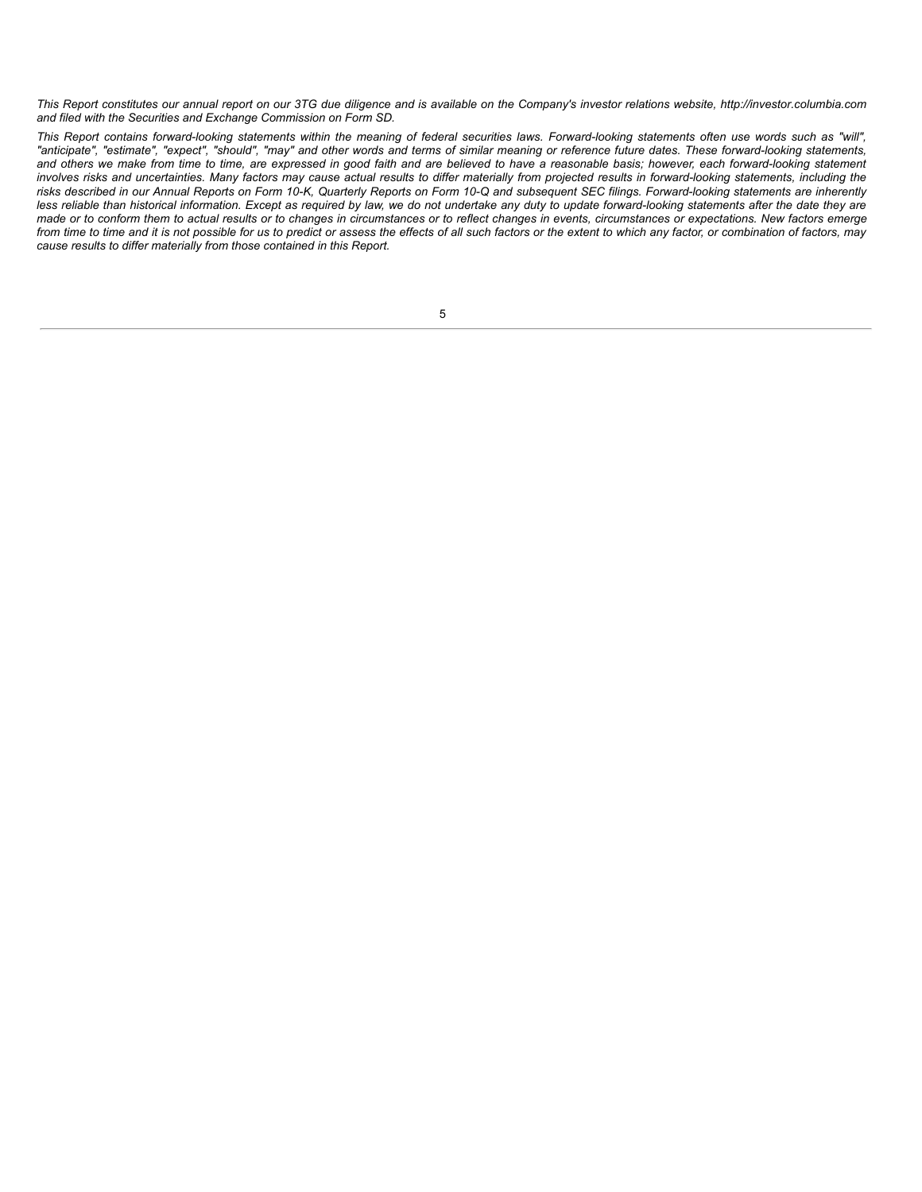*This Report constitutes our annual report on our 3TG due diligence and is available on the Company's investor relations website, http://investor.columbia.com and filed with the Securities and Exchange Commission on Form SD.*

*This Report contains forward-looking statements within the meaning of federal securities laws. Forward-looking statements often use words such as "will", "anticipate", "estimate", "expect", "should", "may" and other words and terms of similar meaning or reference future dates. These forward-looking statements, and others we make from time to time, are expressed in good faith and are believed to have a reasonable basis; however, each forward-looking statement involves risks and uncertainties. Many factors may cause actual results to differ materially from projected results in forward-looking statements, including the risks described in our Annual Reports on Form 10-K, Quarterly Reports on Form 10-Q and subsequent SEC filings. Forward-looking statements are inherently less reliable than historical information. Except as required by law, we do not undertake any duty to update forward-looking statements after the date they are made or to conform them to actual results or to changes in circumstances or to reflect changes in events, circumstances or expectations. New factors emerge from time to time and it is not possible for us to predict or assess the effects of all such factors or the extent to which any factor, or combination of factors, may cause results to differ materially from those contained in this Report.*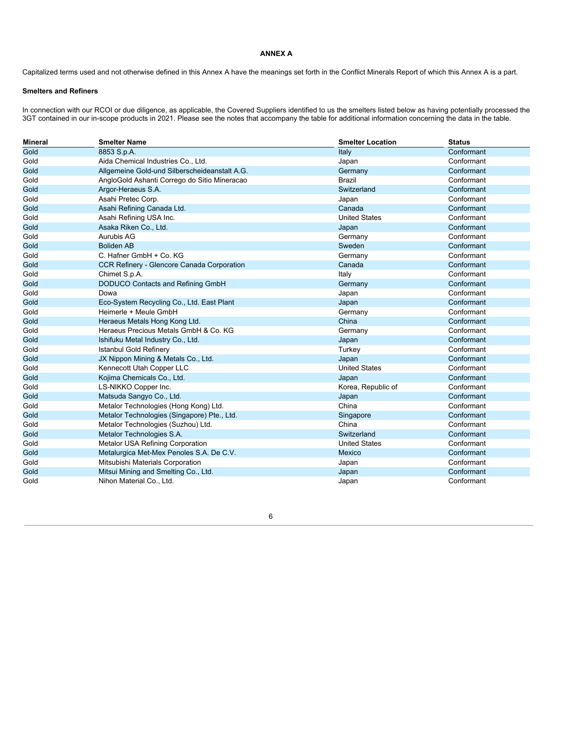**ANNEX A**

Capitalized terms used and not otherwise defined in this Annex A have the meanings set forth in the Conflict Minerals Report of which this Annex A is a part.

**Smelters and Refiners**

In connection with our RCOI or due diligence, as applicable, the Covered Suppliers identified to us the smelters listed below as having potentially processed the 3GT contained in our in-scope products in 2021. Please see the notes that accompany the table for additional information concerning the data in the table.

| Mineral | Smelter Name | Smelter Location | Status |
|---|---|---|---|
| Gold | 8853 S.p.A. | Italy | Conformant |
| Gold | Aida Chemical Industries Co., Ltd. | Japan | Conformant |
| Gold | Allgemeine Gold-und Silberscheideanstalt A.G. | Germany | Conformant |
| Gold | AngloGold Ashanti Corrego do Sitio Mineracao | Brazil | Conformant |
| Gold | Argor-Heraeus S.A. | Switzerland | Conformant |
| Gold | Asahi Pretec Corp. | Japan | Conformant |
| Gold | Asahi Refining Canada Ltd. | Canada | Conformant |
| Gold | Asahi Refining USA Inc. | United States | Conformant |
| Gold | Asaka Riken Co., Ltd. | Japan | Conformant |
| Gold | Aurubis AG | Germany | Conformant |
| Gold | Boliden AB | Sweden | Conformant |
| Gold | C. Hafner GmbH + Co. KG | Germany | Conformant |
| Gold | CCR Refinery - Glencore Canada Corporation | Canada | Conformant |
| Gold | Chimet S.p.A. | Italy | Conformant |
| Gold | DODUCO Contacts and Refining GmbH | Germany | Conformant |
| Gold | Dowa | Japan | Conformant |
| Gold | Eco-System Recycling Co., Ltd. East Plant | Japan | Conformant |
| Gold | Heimerle + Meule GmbH | Germany | Conformant |
| Gold | Heraeus Metals Hong Kong Ltd. | China | Conformant |
| Gold | Heraeus Precious Metals GmbH & Co. KG | Germany | Conformant |
| Gold | Ishifuku Metal Industry Co., Ltd. | Japan | Conformant |
| Gold | Istanbul Gold Refinery | Turkey | Conformant |
| Gold | JX Nippon Mining & Metals Co., Ltd. | Japan | Conformant |
| Gold | Kennecott Utah Copper LLC | United States | Conformant |
| Gold | Kojima Chemicals Co., Ltd. | Japan | Conformant |
| Gold | LS-NIKKO Copper Inc. | Korea, Republic of | Conformant |
| Gold | Matsuda Sangyo Co., Ltd. | Japan | Conformant |
| Gold | Metalor Technologies (Hong Kong) Ltd. | China | Conformant |
| Gold | Metalor Technologies (Singapore) Pte., Ltd. | Singapore | Conformant |
| Gold | Metalor Technologies (Suzhou) Ltd. | China | Conformant |
| Gold | Metalor Technologies S.A. | Switzerland | Conformant |
| Gold | Metalor USA Refining Corporation | United States | Conformant |
| Gold | Metalurgica Met-Mex Penoles S.A. De C.V. | Mexico | Conformant |
| Gold | Mitsubishi Materials Corporation | Japan | Conformant |
| Gold | Mitsui Mining and Smelting Co., Ltd. | Japan | Conformant |
| Gold | Nihon Material Co., Ltd. | Japan | Conformant |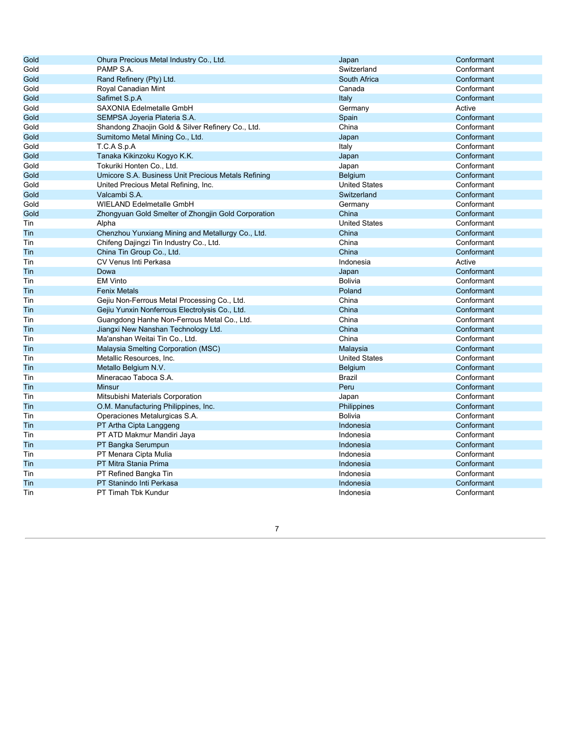| | | | |
|---|---|---|---|
| Gold | Ohura Precious Metal Industry Co., Ltd. | Japan | Conformant |
| Gold | PAMP S.A. | Switzerland | Conformant |
| Gold | Rand Refinery (Pty) Ltd. | South Africa | Conformant |
| Gold | Royal Canadian Mint | Canada | Conformant |
| Gold | Safimet S.p.A | Italy | Conformant |
| Gold | SAXONIA Edelmetalle GmbH | Germany | Active |
| Gold | SEMPSA Joyeria Plateria S.A. | Spain | Conformant |
| Gold | Shandong Zhaojin Gold & Silver Refinery Co., Ltd. | China | Conformant |
| Gold | Sumitomo Metal Mining Co., Ltd. | Japan | Conformant |
| Gold | T.C.A S.p.A | Italy | Conformant |
| Gold | Tanaka Kikinzoku Kogyo K.K. | Japan | Conformant |
| Gold | Tokuriki Honten Co., Ltd. | Japan | Conformant |
| Gold | Umicore S.A. Business Unit Precious Metals Refining | Belgium | Conformant |
| Gold | United Precious Metal Refining, Inc. | United States | Conformant |
| Gold | Valcambi S.A. | Switzerland | Conformant |
| Gold | WIELAND Edelmetalle GmbH | Germany | Conformant |
| Gold | Zhongyuan Gold Smelter of Zhongjin Gold Corporation | China | Conformant |
| Tin | Alpha | United States | Conformant |
| Tin | Chenzhou Yunxiang Mining and Metallurgy Co., Ltd. | China | Conformant |
| Tin | Chifeng Dajingzi Tin Industry Co., Ltd. | China | Conformant |
| Tin | China Tin Group Co., Ltd. | China | Conformant |
| Tin | CV Venus Inti Perkasa | Indonesia | Active |
| Tin | Dowa | Japan | Conformant |
| Tin | EM Vinto | Bolivia | Conformant |
| Tin | Fenix Metals | Poland | Conformant |
| Tin | Gejiu Non-Ferrous Metal Processing Co., Ltd. | China | Conformant |
| Tin | Gejiu Yunxin Nonferrous Electrolysis Co., Ltd. | China | Conformant |
| Tin | Guangdong Hanhe Non-Ferrous Metal Co., Ltd. | China | Conformant |
| Tin | Jiangxi New Nanshan Technology Ltd. | China | Conformant |
| Tin | Ma'anshan Weitai Tin Co., Ltd. | China | Conformant |
| Tin | Malaysia Smelting Corporation (MSC) | Malaysia | Conformant |
| Tin | Metallic Resources, Inc. | United States | Conformant |
| Tin | Metallo Belgium N.V. | Belgium | Conformant |
| Tin | Mineracao Taboca S.A. | Brazil | Conformant |
| Tin | Minsur | Peru | Conformant |
| Tin | Mitsubishi Materials Corporation | Japan | Conformant |
| Tin | O.M. Manufacturing Philippines, Inc. | Philippines | Conformant |
| Tin | Operaciones Metalurgicas S.A. | Bolivia | Conformant |
| Tin | PT Artha Cipta Langgeng | Indonesia | Conformant |
| Tin | PT ATD Makmur Mandiri Jaya | Indonesia | Conformant |
| Tin | PT Bangka Serumpun | Indonesia | Conformant |
| Tin | PT Menara Cipta Mulia | Indonesia | Conformant |
| Tin | PT Mitra Stania Prima | Indonesia | Conformant |
| Tin | PT Refined Bangka Tin | Indonesia | Conformant |
| Tin | PT Stanindo Inti Perkasa | Indonesia | Conformant |
| Tin | PT Timah Tbk Kundur | Indonesia | Conformant |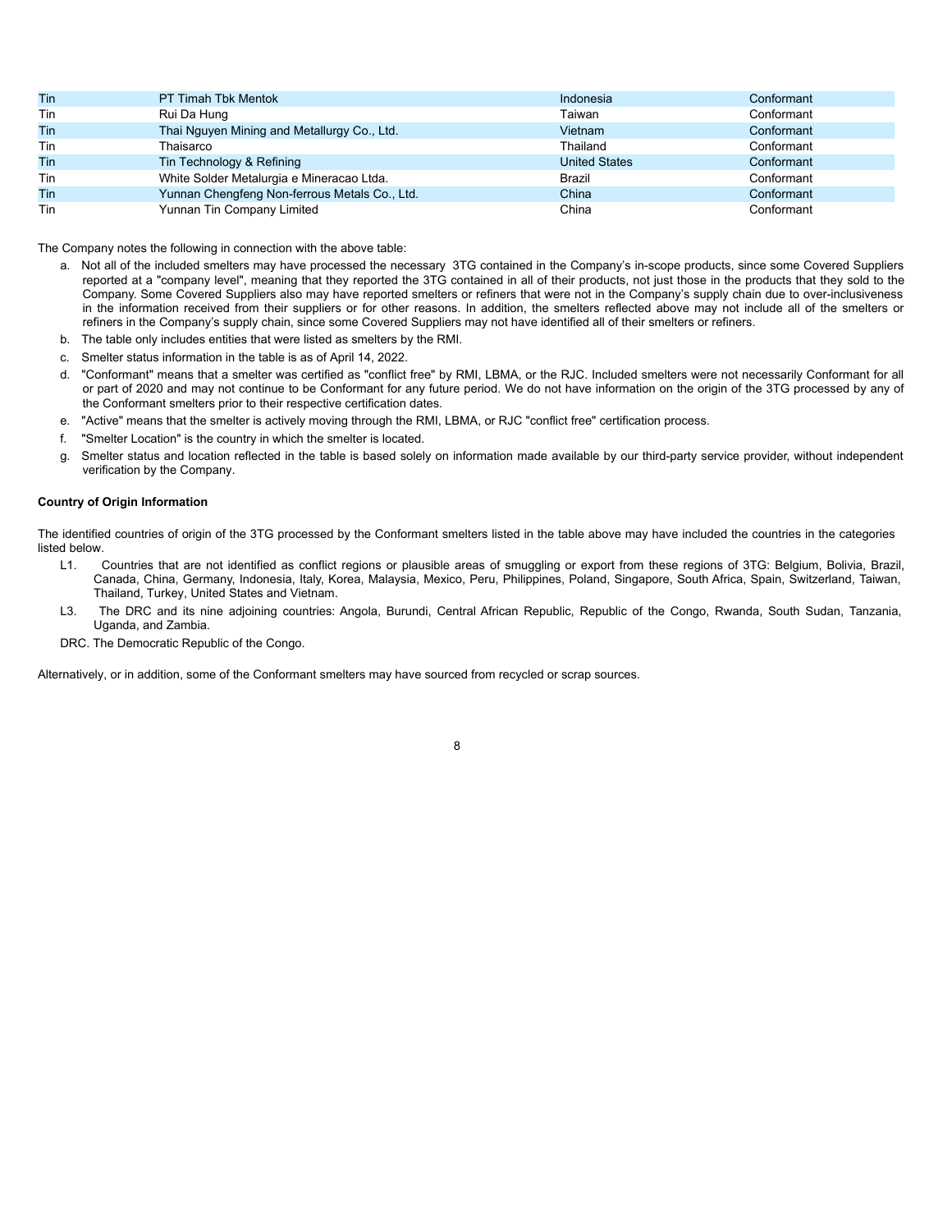| | | | |
|---|---|---|---|
| Tin | PT Timah Tbk Mentok | Indonesia | Conformant |
| Tin | Rui Da Hung | Taiwan | Conformant |
| Tin | Thai Nguyen Mining and Metallurgy Co., Ltd. | Vietnam | Conformant |
| Tin | Thaisarco | Thailand | Conformant |
| Tin | Tin Technology & Refining | United States | Conformant |
| Tin | White Solder Metalurgia e Mineracao Ltda. | Brazil | Conformant |
| Tin | Yunnan Chengfeng Non-ferrous Metals Co., Ltd. | China | Conformant |
| Tin | Yunnan Tin Company Limited | China | Conformant |

The Company notes the following in connection with the above table:

a. Not all of the included smelters may have processed the necessary 3TG contained in the Company's in-scope products, since some Covered Suppliers reported at a "company level", meaning that they reported the 3TG contained in all of their products, not just those in the products that they sold to the Company. Some Covered Suppliers also may have reported smelters or refiners that were not in the Company's supply chain due to over-inclusiveness in the information received from their suppliers or for other reasons. In addition, the smelters reflected above may not include all of the smelters or refiners in the Company's supply chain, since some Covered Suppliers may not have identified all of their smelters or refiners.

b. The table only includes entities that were listed as smelters by the RMI.

c. Smelter status information in the table is as of April 14, 2022.

d. "Conformant" means that a smelter was certified as "conflict free" by RMI, LBMA, or the RJC. Included smelters were not necessarily Conformant for all or part of 2020 and may not continue to be Conformant for any future period. We do not have information on the origin of the 3TG processed by any of the Conformant smelters prior to their respective certification dates.

e. "Active" means that the smelter is actively moving through the RMI, LBMA, or RJC "conflict free" certification process.

f. "Smelter Location" is the country in which the smelter is located.

g. Smelter status and location reflected in the table is based solely on information made available by our third-party service provider, without independent verification by the Company.

**Country of Origin Information**

The identified countries of origin of the 3TG processed by the Conformant smelters listed in the table above may have included the countries in the categories listed below.

L1. Countries that are not identified as conflict regions or plausible areas of smuggling or export from these regions of 3TG: Belgium, Bolivia, Brazil, Canada, China, Germany, Indonesia, Italy, Korea, Malaysia, Mexico, Peru, Philippines, Poland, Singapore, South Africa, Spain, Switzerland, Taiwan, Thailand, Turkey, United States and Vietnam.

L3. The DRC and its nine adjoining countries: Angola, Burundi, Central African Republic, Republic of the Congo, Rwanda, South Sudan, Tanzania, Uganda, and Zambia.

DRC. The Democratic Republic of the Congo.

Alternatively, or in addition, some of the Conformant smelters may have sourced from recycled or scrap sources.